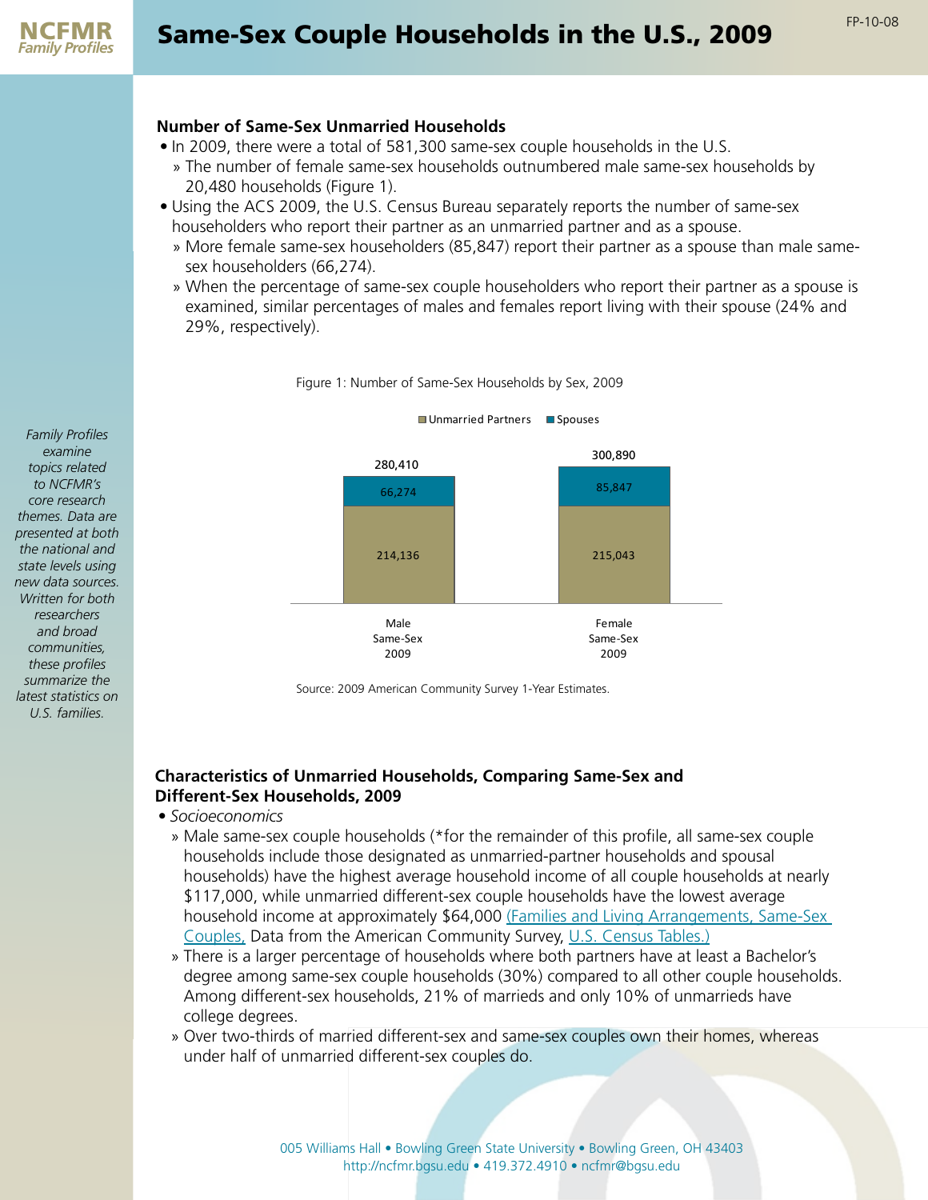# Same-Sex Couple Households in the U.S., 2009

NCFMR Family Profiles

FP-10-08

## Number of Same-Sex Unmarried Households

- In 2009, there were a total of 581,300 same-sex couple households in the U.S.
  - The number of female same-sex households outnumbered male same-sex households by 20,480 households (Figure 1).
- Using the ACS 2009, the U.S. Census Bureau separately reports the number of same-sex householders who report their partner as an unmarried partner and as a spouse.
  - More female same-sex householders (85,847) report their partner as a spouse than male same-sex householders (66,274).
  - When the percentage of same-sex couple householders who report their partner as a spouse is examined, similar percentages of males and females report living with their spouse (24% and 29%, respectively).

Figure 1: Number of Same-Sex Households by Sex, 2009

| | Unmarried Partners | Spouses | Total |
|---|---|---|---|
| Male Same-Sex 2009 | 214,136 | 66,274 | 280,410 |
| Female Same-Sex 2009 | 215,043 | 85,847 | 300,890 |

Source: 2009 American Community Survey 1-Year Estimates.

*Family Profiles examine topics related to NCFMR's core research themes. Data are presented at both the national and state levels using new data sources. Written for both researchers and broad communities, these profiles summarize the latest statistics on U.S. families.*

## Characteristics of Unmarried Households, Comparing Same-Sex and Different-Sex Households, 2009

- *Socioeconomics*
  - Male same-sex couple households (*for the remainder of this profile, all same-sex couple households include those designated as unmarried-partner households and spousal households) have the highest average household income of all couple households at nearly $117,000, while unmarried different-sex couple households have the lowest average household income at approximately $64,000 (Families and Living Arrangements, Same-Sex Couples, Data from the American Community Survey, U.S. Census Tables.)
  - There is a larger percentage of households where both partners have at least a Bachelor's degree among same-sex couple households (30%) compared to all other couple households. Among different-sex households, 21% of marrieds and only 10% of unmarrieds have college degrees.
  - Over two-thirds of married different-sex and same-sex couples own their homes, whereas under half of unmarried different-sex couples do.

005 Williams Hall • Bowling Green State University • Bowling Green, OH 43403
http://ncfmr.bgsu.edu • 419.372.4910 • ncfmr@bgsu.edu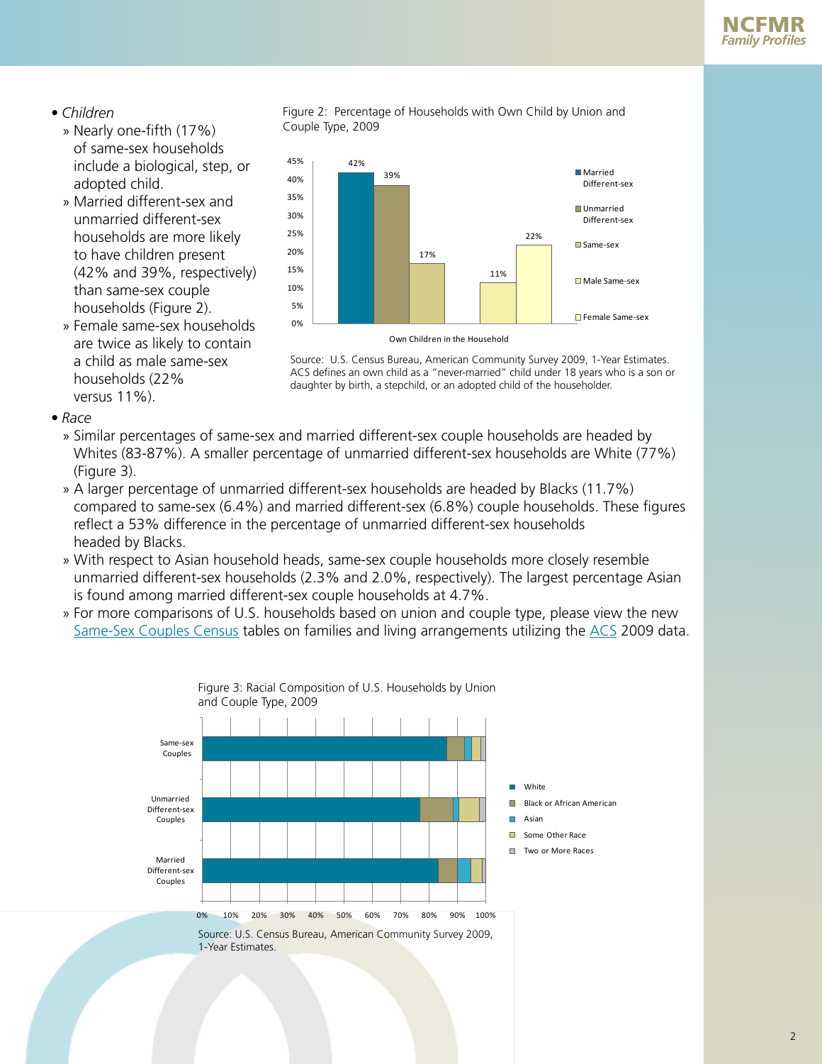- *Children*
  - Nearly one-fifth (17%) of same-sex households include a biological, step, or adopted child.
  - Married different-sex and unmarried different-sex households are more likely to have children present (42% and 39%, respectively) than same-sex couple households (Figure 2).
  - Female same-sex households are twice as likely to contain a child as male same-sex households (22% versus 11%).

Figure 2: Percentage of Households with Own Child by Union and Couple Type, 2009

| Own Children in the Household | Percentage |
|---|---|
| Married Different-sex | 42% |
| Unmarried Different-sex | 39% |
| Same-sex | 17% |
| Male Same-sex | 11% |
| Female Same-sex | 22% |

Source: U.S. Census Bureau, American Community Survey 2009, 1-Year Estimates. ACS defines an own child as a "never-married" child under 18 years who is a son or daughter by birth, a stepchild, or an adopted child of the householder.

- *Race*
  - Similar percentages of same-sex and married different-sex couple households are headed by Whites (83-87%). A smaller percentage of unmarried different-sex households are White (77%) (Figure 3).
  - A larger percentage of unmarried different-sex households are headed by Blacks (11.7%) compared to same-sex (6.4%) and married different-sex (6.8%) couple households. These figures reflect a 53% difference in the percentage of unmarried different-sex households headed by Blacks.
  - With respect to Asian household heads, same-sex couple households more closely resemble unmarried different-sex households (2.3% and 2.0%, respectively). The largest percentage Asian is found among married different-sex couple households at 4.7%.
  - For more comparisons of U.S. households based on union and couple type, please view the new Same-Sex Couples Census tables on families and living arrangements utilizing the ACS 2009 data.

Figure 3: Racial Composition of U.S. Households by Union and Couple Type, 2009

(Stacked bar chart: Same-sex Couples, Unmarried Different-sex Couples, Married Different-sex Couples; categories: White, Black or African American, Asian, Some Other Race, Two or More Races; axis 0%–100%)

Source: U.S. Census Bureau, American Community Survey 2009, 1-Year Estimates.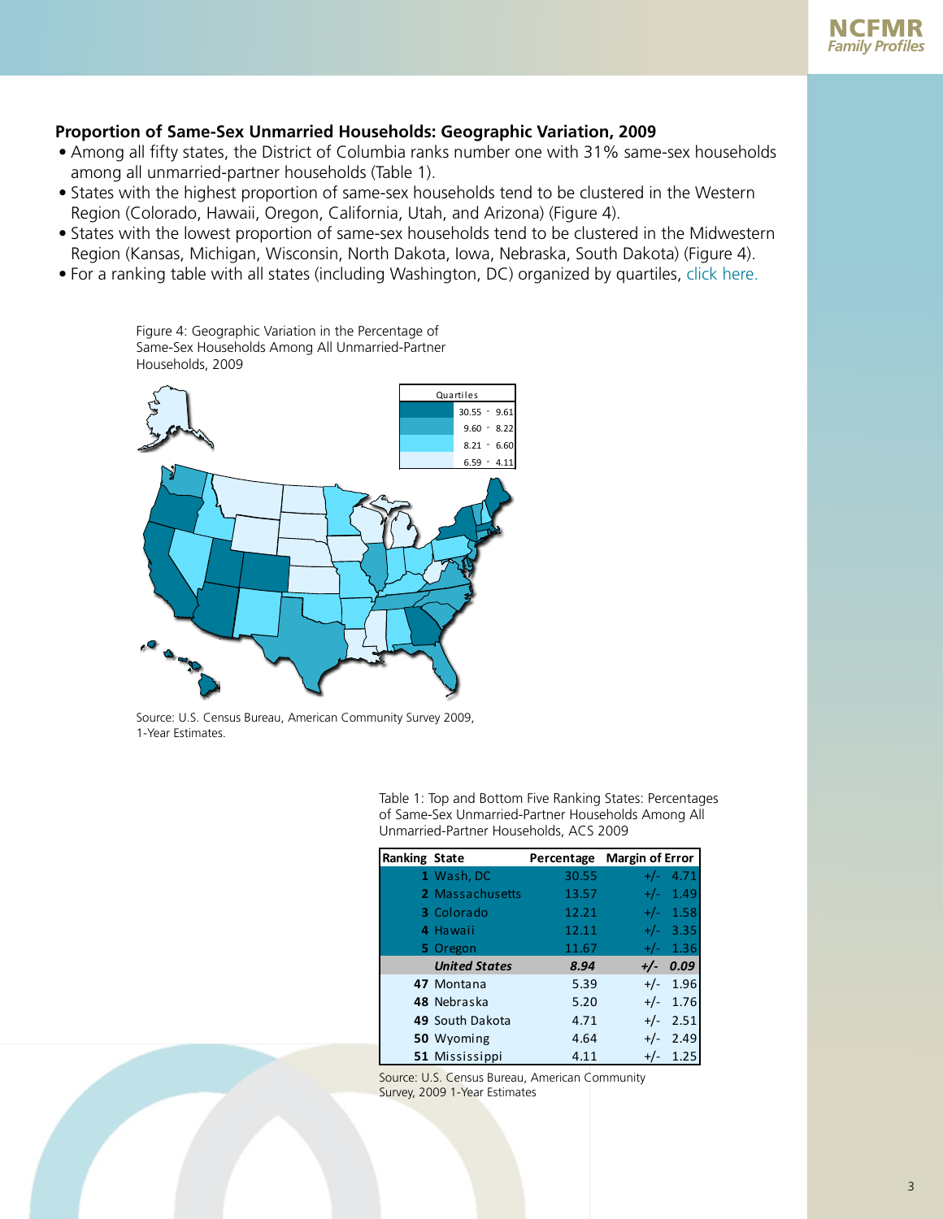## Proportion of Same-Sex Unmarried Households: Geographic Variation, 2009

- Among all fifty states, the District of Columbia ranks number one with 31% same-sex households among all unmarried-partner households (Table 1).
- States with the highest proportion of same-sex households tend to be clustered in the Western Region (Colorado, Hawaii, Oregon, California, Utah, and Arizona) (Figure 4).
- States with the lowest proportion of same-sex households tend to be clustered in the Midwestern Region (Kansas, Michigan, Wisconsin, North Dakota, Iowa, Nebraska, South Dakota) (Figure 4).
- For a ranking table with all states (including Washington, DC) organized by quartiles, click here.

Figure 4: Geographic Variation in the Percentage of Same-Sex Households Among All Unmarried-Partner Households, 2009

| Quartiles |
|---|
| 30.55 - 9.61 |
| 9.60 - 8.22 |
| 8.21 - 6.60 |
| 6.59 - 4.11 |

Source: U.S. Census Bureau, American Community Survey 2009, 1-Year Estimates.

Table 1: Top and Bottom Five Ranking States: Percentages of Same-Sex Unmarried-Partner Households Among All Unmarried-Partner Households, ACS 2009

| Ranking | State | Percentage | Margin of Error |
|---|---|---|---|
| 1 | Wash, DC | 30.55 | +/- 4.71 |
| 2 | Massachusetts | 13.57 | +/- 1.49 |
| 3 | Colorado | 12.21 | +/- 1.58 |
| 4 | Hawaii | 12.11 | +/- 3.35 |
| 5 | Oregon | 11.67 | +/- 1.36 |
| | ***United States*** | ***8.94*** | ***+/- 0.09*** |
| 47 | Montana | 5.39 | +/- 1.96 |
| 48 | Nebraska | 5.20 | +/- 1.76 |
| 49 | South Dakota | 4.71 | +/- 2.51 |
| 50 | Wyoming | 4.64 | +/- 2.49 |
| 51 | Mississippi | 4.11 | +/- 1.25 |

Source: U.S. Census Bureau, American Community Survey, 2009 1-Year Estimates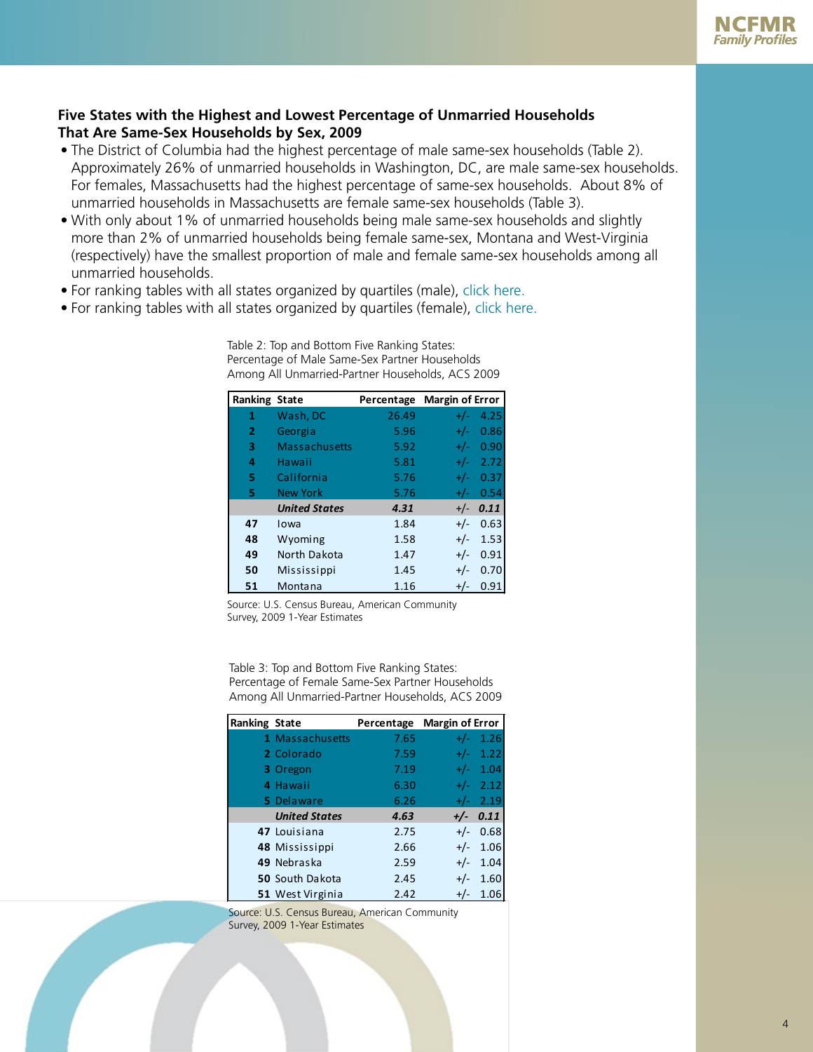## Five States with the Highest and Lowest Percentage of Unmarried Households That Are Same-Sex Households by Sex, 2009

- The District of Columbia had the highest percentage of male same-sex households (Table 2). Approximately 26% of unmarried households in Washington, DC, are male same-sex households. For females, Massachusetts had the highest percentage of same-sex households. About 8% of unmarried households in Massachusetts are female same-sex households (Table 3).
- With only about 1% of unmarried households being male same-sex households and slightly more than 2% of unmarried households being female same-sex, Montana and West-Virginia (respectively) have the smallest proportion of male and female same-sex households among all unmarried households.
- For ranking tables with all states organized by quartiles (male), click here.
- For ranking tables with all states organized by quartiles (female), click here.

Table 2: Top and Bottom Five Ranking States: Percentage of Male Same-Sex Partner Households Among All Unmarried-Partner Households, ACS 2009

| Ranking | State | Percentage | Margin of Error |
|---|---|---|---|
| 1 | Wash, DC | 26.49 | +/- 4.25 |
| 2 | Georgia | 5.96 | +/- 0.86 |
| 3 | Massachusetts | 5.92 | +/- 0.90 |
| 4 | Hawaii | 5.81 | +/- 2.72 |
| 5 | California | 5.76 | +/- 0.37 |
| 5 | New York | 5.76 | +/- 0.54 |
| | ***United States*** | ***4.31*** | ***+/- 0.11*** |
| 47 | Iowa | 1.84 | +/- 0.63 |
| 48 | Wyoming | 1.58 | +/- 1.53 |
| 49 | North Dakota | 1.47 | +/- 0.91 |
| 50 | Mississippi | 1.45 | +/- 0.70 |
| 51 | Montana | 1.16 | +/- 0.91 |

Source: U.S. Census Bureau, American Community Survey, 2009 1-Year Estimates

Table 3: Top and Bottom Five Ranking States: Percentage of Female Same-Sex Partner Households Among All Unmarried-Partner Households, ACS 2009

| Ranking | State | Percentage | Margin of Error |
|---|---|---|---|
| 1 | Massachusetts | 7.65 | +/- 1.26 |
| 2 | Colorado | 7.59 | +/- 1.22 |
| 3 | Oregon | 7.19 | +/- 1.04 |
| 4 | Hawaii | 6.30 | +/- 2.12 |
| 5 | Delaware | 6.26 | +/- 2.19 |
| | ***United States*** | ***4.63*** | ***+/- 0.11*** |
| 47 | Louisiana | 2.75 | +/- 0.68 |
| 48 | Mississippi | 2.66 | +/- 1.06 |
| 49 | Nebraska | 2.59 | +/- 1.04 |
| 50 | South Dakota | 2.45 | +/- 1.60 |
| 51 | West Virginia | 2.42 | +/- 1.06 |

Source: U.S. Census Bureau, American Community Survey, 2009 1-Year Estimates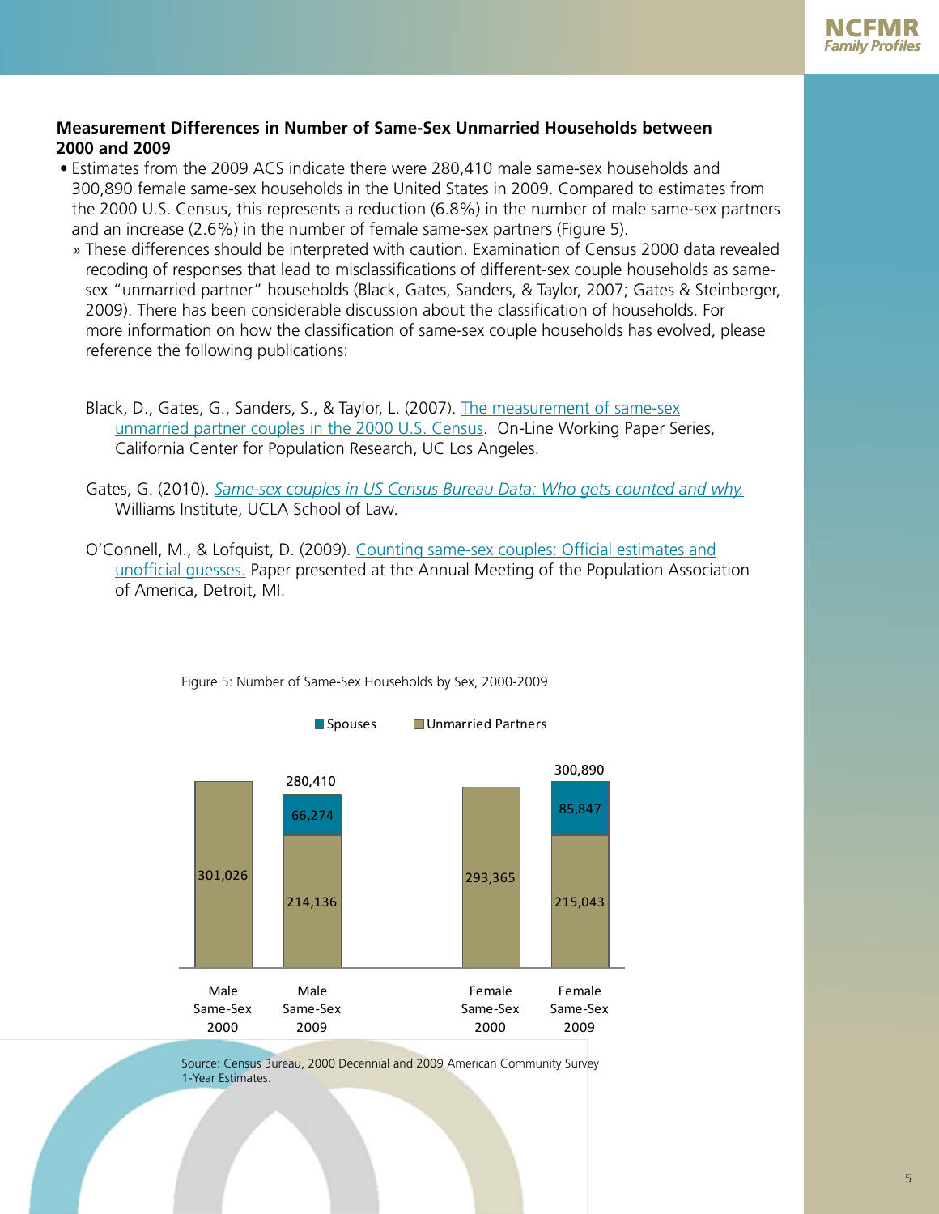**Measurement Differences in Number of Same-Sex Unmarried Households between 2000 and 2009**

- Estimates from the 2009 ACS indicate there were 280,410 male same-sex households and 300,890 female same-sex households in the United States in 2009. Compared to estimates from the 2000 U.S. Census, this represents a reduction (6.8%) in the number of male same-sex partners and an increase (2.6%) in the number of female same-sex partners (Figure 5).
  - » These differences should be interpreted with caution. Examination of Census 2000 data revealed recoding of responses that lead to misclassifications of different-sex couple households as same-sex "unmarried partner" households (Black, Gates, Sanders, & Taylor, 2007; Gates & Steinberger, 2009). There has been considerable discussion about the classification of households. For more information on how the classification of same-sex couple households has evolved, please reference the following publications:

Black, D., Gates, G., Sanders, S., & Taylor, L. (2007). The measurement of same-sex unmarried partner couples in the 2000 U.S. Census. On-Line Working Paper Series, California Center for Population Research, UC Los Angeles.

Gates, G. (2010). *Same-sex couples in US Census Bureau Data: Who gets counted and why.* Williams Institute, UCLA School of Law.

O'Connell, M., & Lofquist, D. (2009). Counting same-sex couples: Official estimates and unofficial guesses. Paper presented at the Annual Meeting of the Population Association of America, Detroit, MI.

Figure 5: Number of Same-Sex Households by Sex, 2000-2009

| | Spouses | Unmarried Partners | Total |
|---|---|---|---|
| Male Same-Sex 2000 | | 301,026 | |
| Male Same-Sex 2009 | 66,274 | 214,136 | 280,410 |
| Female Same-Sex 2000 | | 293,365 | |
| Female Same-Sex 2009 | 85,847 | 215,043 | 300,890 |

Source: Census Bureau, 2000 Decennial and 2009 American Community Survey 1-Year Estimates.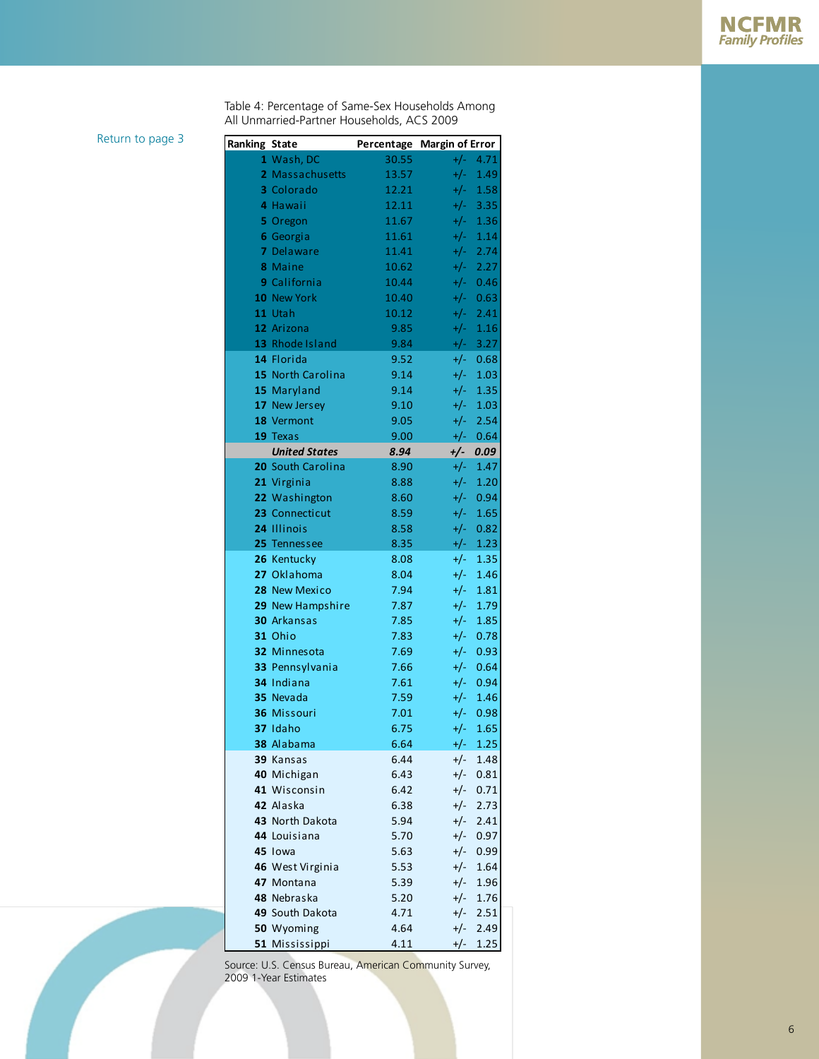Return to page 3

Table 4: Percentage of Same-Sex Households Among All Unmarried-Partner Households, ACS 2009

| Ranking | State | Percentage | Margin of Error |
|---|---|---|---|
| 1 | Wash, DC | 30.55 | +/- 4.71 |
| 2 | Massachusetts | 13.57 | +/- 1.49 |
| 3 | Colorado | 12.21 | +/- 1.58 |
| 4 | Hawaii | 12.11 | +/- 3.35 |
| 5 | Oregon | 11.67 | +/- 1.36 |
| 6 | Georgia | 11.61 | +/- 1.14 |
| 7 | Delaware | 11.41 | +/- 2.74 |
| 8 | Maine | 10.62 | +/- 2.27 |
| 9 | California | 10.44 | +/- 0.46 |
| 10 | New York | 10.40 | +/- 0.63 |
| 11 | Utah | 10.12 | +/- 2.41 |
| 12 | Arizona | 9.85 | +/- 1.16 |
| 13 | Rhode Island | 9.84 | +/- 3.27 |
| 14 | Florida | 9.52 | +/- 0.68 |
| 15 | North Carolina | 9.14 | +/- 1.03 |
| 15 | Maryland | 9.14 | +/- 1.35 |
| 17 | New Jersey | 9.10 | +/- 1.03 |
| 18 | Vermont | 9.05 | +/- 2.54 |
| 19 | Texas | 9.00 | +/- 0.64 |
| | ***United States*** | ***8.94*** | ***+/- 0.09*** |
| 20 | South Carolina | 8.90 | +/- 1.47 |
| 21 | Virginia | 8.88 | +/- 1.20 |
| 22 | Washington | 8.60 | +/- 0.94 |
| 23 | Connecticut | 8.59 | +/- 1.65 |
| 24 | Illinois | 8.58 | +/- 0.82 |
| 25 | Tennessee | 8.35 | +/- 1.23 |
| 26 | Kentucky | 8.08 | +/- 1.35 |
| 27 | Oklahoma | 8.04 | +/- 1.46 |
| 28 | New Mexico | 7.94 | +/- 1.81 |
| 29 | New Hampshire | 7.87 | +/- 1.79 |
| 30 | Arkansas | 7.85 | +/- 1.85 |
| 31 | Ohio | 7.83 | +/- 0.78 |
| 32 | Minnesota | 7.69 | +/- 0.93 |
| 33 | Pennsylvania | 7.66 | +/- 0.64 |
| 34 | Indiana | 7.61 | +/- 0.94 |
| 35 | Nevada | 7.59 | +/- 1.46 |
| 36 | Missouri | 7.01 | +/- 0.98 |
| 37 | Idaho | 6.75 | +/- 1.65 |
| 38 | Alabama | 6.64 | +/- 1.25 |
| 39 | Kansas | 6.44 | +/- 1.48 |
| 40 | Michigan | 6.43 | +/- 0.81 |
| 41 | Wisconsin | 6.42 | +/- 0.71 |
| 42 | Alaska | 6.38 | +/- 2.73 |
| 43 | North Dakota | 5.94 | +/- 2.41 |
| 44 | Louisiana | 5.70 | +/- 0.97 |
| 45 | Iowa | 5.63 | +/- 0.99 |
| 46 | West Virginia | 5.53 | +/- 1.64 |
| 47 | Montana | 5.39 | +/- 1.96 |
| 48 | Nebraska | 5.20 | +/- 1.76 |
| 49 | South Dakota | 4.71 | +/- 2.51 |
| 50 | Wyoming | 4.64 | +/- 2.49 |
| 51 | Mississippi | 4.11 | +/- 1.25 |

Source: U.S. Census Bureau, American Community Survey, 2009 1-Year Estimates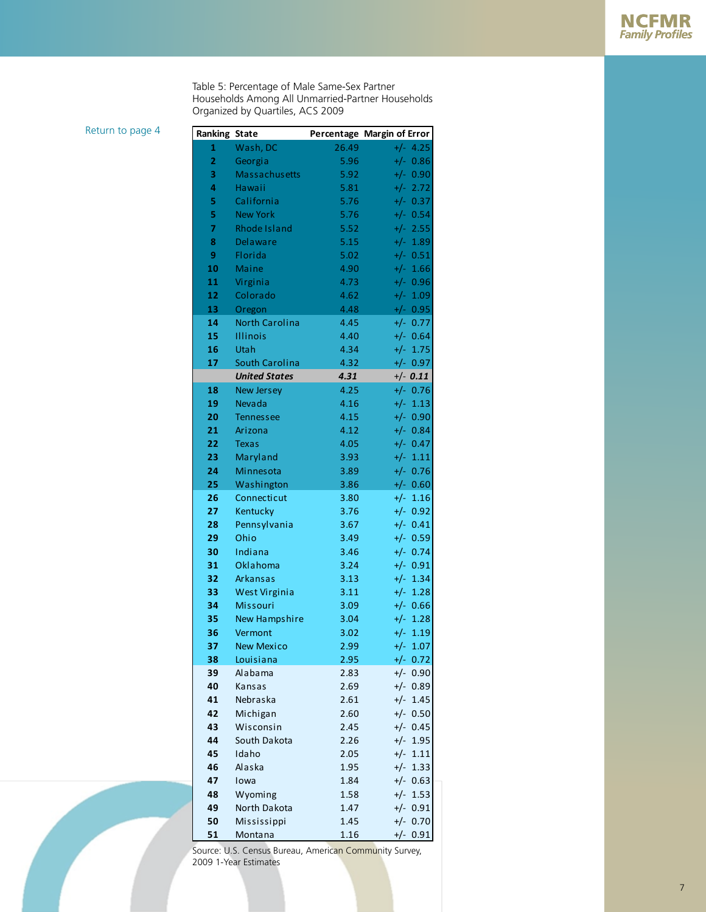Return to page 4

Table 5: Percentage of Male Same-Sex Partner Households Among All Unmarried-Partner Households Organized by Quartiles, ACS 2009

| Ranking | State | Percentage | Margin of Error |
|---|---|---|---|
| 1 | Wash, DC | 26.49 | +/- 4.25 |
| 2 | Georgia | 5.96 | +/- 0.86 |
| 3 | Massachusetts | 5.92 | +/- 0.90 |
| 4 | Hawaii | 5.81 | +/- 2.72 |
| 5 | California | 5.76 | +/- 0.37 |
| 5 | New York | 5.76 | +/- 0.54 |
| 7 | Rhode Island | 5.52 | +/- 2.55 |
| 8 | Delaware | 5.15 | +/- 1.89 |
| 9 | Florida | 5.02 | +/- 0.51 |
| 10 | Maine | 4.90 | +/- 1.66 |
| 11 | Virginia | 4.73 | +/- 0.96 |
| 12 | Colorado | 4.62 | +/- 1.09 |
| 13 | Oregon | 4.48 | +/- 0.95 |
| 14 | North Carolina | 4.45 | +/- 0.77 |
| 15 | Illinois | 4.40 | +/- 0.64 |
| 16 | Utah | 4.34 | +/- 1.75 |
| 17 | South Carolina | 4.32 | +/- 0.97 |
| | ***United States*** | ***4.31*** | +/- ***0.11*** |
| 18 | New Jersey | 4.25 | +/- 0.76 |
| 19 | Nevada | 4.16 | +/- 1.13 |
| 20 | Tennessee | 4.15 | +/- 0.90 |
| 21 | Arizona | 4.12 | +/- 0.84 |
| 22 | Texas | 4.05 | +/- 0.47 |
| 23 | Maryland | 3.93 | +/- 1.11 |
| 24 | Minnesota | 3.89 | +/- 0.76 |
| 25 | Washington | 3.86 | +/- 0.60 |
| 26 | Connecticut | 3.80 | +/- 1.16 |
| 27 | Kentucky | 3.76 | +/- 0.92 |
| 28 | Pennsylvania | 3.67 | +/- 0.41 |
| 29 | Ohio | 3.49 | +/- 0.59 |
| 30 | Indiana | 3.46 | +/- 0.74 |
| 31 | Oklahoma | 3.24 | +/- 0.91 |
| 32 | Arkansas | 3.13 | +/- 1.34 |
| 33 | West Virginia | 3.11 | +/- 1.28 |
| 34 | Missouri | 3.09 | +/- 0.66 |
| 35 | New Hampshire | 3.04 | +/- 1.28 |
| 36 | Vermont | 3.02 | +/- 1.19 |
| 37 | New Mexico | 2.99 | +/- 1.07 |
| 38 | Louisiana | 2.95 | +/- 0.72 |
| 39 | Alabama | 2.83 | +/- 0.90 |
| 40 | Kansas | 2.69 | +/- 0.89 |
| 41 | Nebraska | 2.61 | +/- 1.45 |
| 42 | Michigan | 2.60 | +/- 0.50 |
| 43 | Wisconsin | 2.45 | +/- 0.45 |
| 44 | South Dakota | 2.26 | +/- 1.95 |
| 45 | Idaho | 2.05 | +/- 1.11 |
| 46 | Alaska | 1.95 | +/- 1.33 |
| 47 | Iowa | 1.84 | +/- 0.63 |
| 48 | Wyoming | 1.58 | +/- 1.53 |
| 49 | North Dakota | 1.47 | +/- 0.91 |
| 50 | Mississippi | 1.45 | +/- 0.70 |
| 51 | Montana | 1.16 | +/- 0.91 |

Source: U.S. Census Bureau, American Community Survey, 2009 1-Year Estimates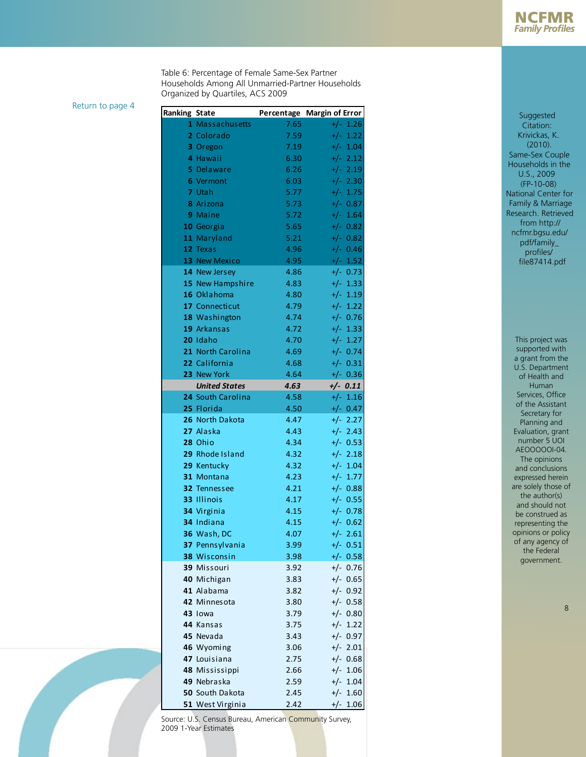Return to page 4

Table 6: Percentage of Female Same-Sex Partner Households Among All Unmarried-Partner Households Organized by Quartiles, ACS 2009

| Ranking | State | Percentage | Margin of Error |
|---|---|---|---|
| 1 | Massachusetts | 7.65 | +/- 1.26 |
| 2 | Colorado | 7.59 | +/- 1.22 |
| 3 | Oregon | 7.19 | +/- 1.04 |
| 4 | Hawaii | 6.30 | +/- 2.12 |
| 5 | Delaware | 6.26 | +/- 2.19 |
| 6 | Vermont | 6.03 | +/- 2.30 |
| 7 | Utah | 5.77 | +/- 1.75 |
| 8 | Arizona | 5.73 | +/- 0.87 |
| 9 | Maine | 5.72 | +/- 1.64 |
| 10 | Georgia | 5.65 | +/- 0.82 |
| 11 | Maryland | 5.21 | +/- 0.82 |
| 12 | Texas | 4.96 | +/- 0.46 |
| 13 | New Mexico | 4.95 | +/- 1.52 |
| 14 | New Jersey | 4.86 | +/- 0.73 |
| 15 | New Hampshire | 4.83 | +/- 1.33 |
| 16 | Oklahoma | 4.80 | +/- 1.19 |
| 17 | Connecticut | 4.79 | +/- 1.22 |
| 18 | Washington | 4.74 | +/- 0.76 |
| 19 | Arkansas | 4.72 | +/- 1.33 |
| 20 | Idaho | 4.70 | +/- 1.27 |
| 21 | North Carolina | 4.69 | +/- 0.74 |
| 22 | California | 4.68 | +/- 0.31 |
| 23 | New York | 4.64 | +/- 0.36 |
| | ***United States*** | ***4.63*** | ***+/- 0.11*** |
| 24 | South Carolina | 4.58 | +/- 1.16 |
| 25 | Florida | 4.50 | +/- 0.47 |
| 26 | North Dakota | 4.47 | +/- 2.27 |
| 27 | Alaska | 4.43 | +/- 2.43 |
| 28 | Ohio | 4.34 | +/- 0.53 |
| 29 | Rhode Island | 4.32 | +/- 2.18 |
| 29 | Kentucky | 4.32 | +/- 1.04 |
| 31 | Montana | 4.23 | +/- 1.77 |
| 32 | Tennessee | 4.21 | +/- 0.88 |
| 33 | Illinois | 4.17 | +/- 0.55 |
| 34 | Virginia | 4.15 | +/- 0.78 |
| 34 | Indiana | 4.15 | +/- 0.62 |
| 36 | Wash, DC | 4.07 | +/- 2.61 |
| 37 | Pennsylvania | 3.99 | +/- 0.51 |
| 38 | Wisconsin | 3.98 | +/- 0.58 |
| 39 | Missouri | 3.92 | +/- 0.76 |
| 40 | Michigan | 3.83 | +/- 0.65 |
| 41 | Alabama | 3.82 | +/- 0.92 |
| 42 | Minnesota | 3.80 | +/- 0.58 |
| 43 | Iowa | 3.79 | +/- 0.80 |
| 44 | Kansas | 3.75 | +/- 1.22 |
| 45 | Nevada | 3.43 | +/- 0.97 |
| 46 | Wyoming | 3.06 | +/- 2.01 |
| 47 | Louisiana | 2.75 | +/- 0.68 |
| 48 | Mississippi | 2.66 | +/- 1.06 |
| 49 | Nebraska | 2.59 | +/- 1.04 |
| 50 | South Dakota | 2.45 | +/- 1.60 |
| 51 | West Virginia | 2.42 | +/- 1.06 |

Source: U.S. Census Bureau, American Community Survey, 2009 1-Year Estimates

Suggested Citation: Krivickas, K. (2010). Same-Sex Couple Households in the U.S., 2009 (FP-10-08) National Center for Family & Marriage Research. Retrieved from http://ncfmr.bgsu.edu/pdf/family_profiles/file87414.pdf

This project was supported with a grant from the U.S. Department of Health and Human Services, Office of the Assistant Secretary for Planning and Evaluation, grant number 5 UOI AEOOOOOI-04. The opinions and conclusions expressed herein are solely those of the author(s) and should not be construed as representing the opinions or policy of any agency of the Federal government.